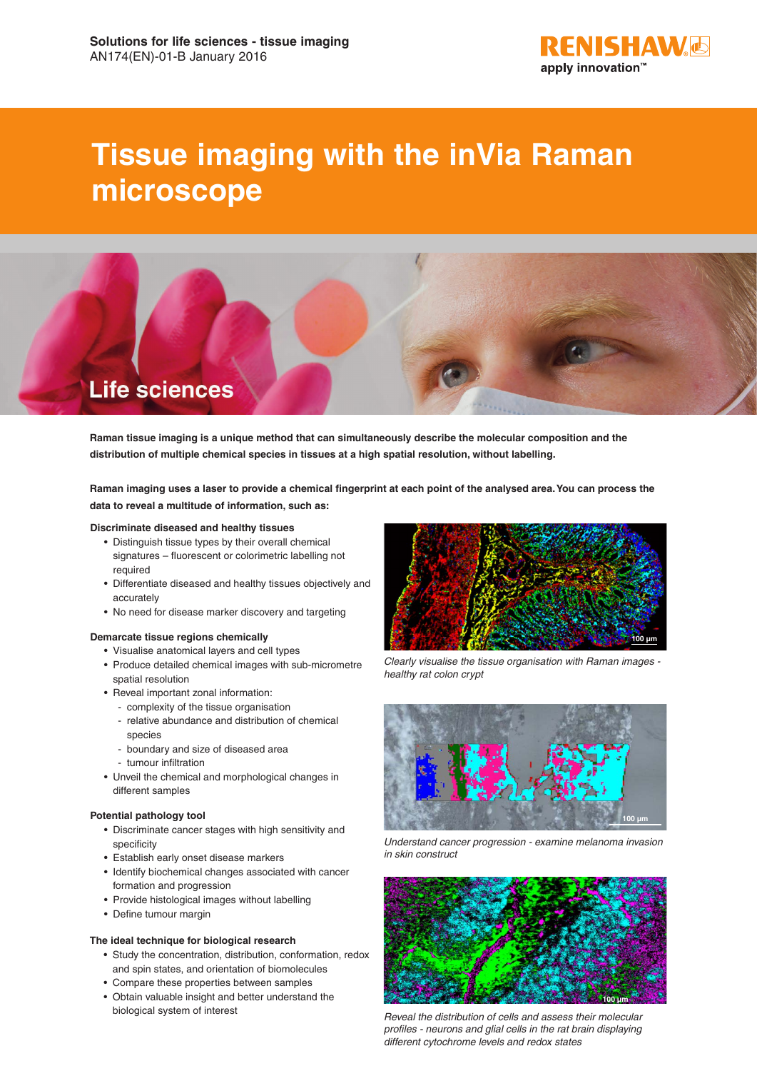Solutions for life sciences - tissue imaging
AN174(EN)-01-B January 2016

# Tissue imaging with the inVia Raman microscope

## Life sciences

**Raman tissue imaging is a unique method that can simultaneously describe the molecular composition and the distribution of multiple chemical species in tissues at a high spatial resolution, without labelling.**

**Raman imaging uses a laser to provide a chemical fingerprint at each point of the analysed area. You can process the data to reveal a multitude of information, such as:**

### Discriminate diseased and healthy tissues

- Distinguish tissue types by their overall chemical signatures – fluorescent or colorimetric labelling not required
- Differentiate diseased and healthy tissues objectively and accurately
- No need for disease marker discovery and targeting

### Demarcate tissue regions chemically

- Visualise anatomical layers and cell types
- Produce detailed chemical images with sub-micrometre spatial resolution
- Reveal important zonal information:
  - complexity of the tissue organisation
  - relative abundance and distribution of chemical species
  - boundary and size of diseased area
  - tumour infiltration
- Unveil the chemical and morphological changes in different samples

### Potential pathology tool

- Discriminate cancer stages with high sensitivity and specificity
- Establish early onset disease markers
- Identify biochemical changes associated with cancer formation and progression
- Provide histological images without labelling
- Define tumour margin

### The ideal technique for biological research

- Study the concentration, distribution, conformation, redox and spin states, and orientation of biomolecules
- Compare these properties between samples
- Obtain valuable insight and better understand the biological system of interest

100 µm

*Clearly visualise the tissue organisation with Raman images - healthy rat colon crypt*

100 µm

*Understand cancer progression - examine melanoma invasion in skin construct*

100 µm

*Reveal the distribution of cells and assess their molecular profiles - neurons and glial cells in the rat brain displaying different cytochrome levels and redox states*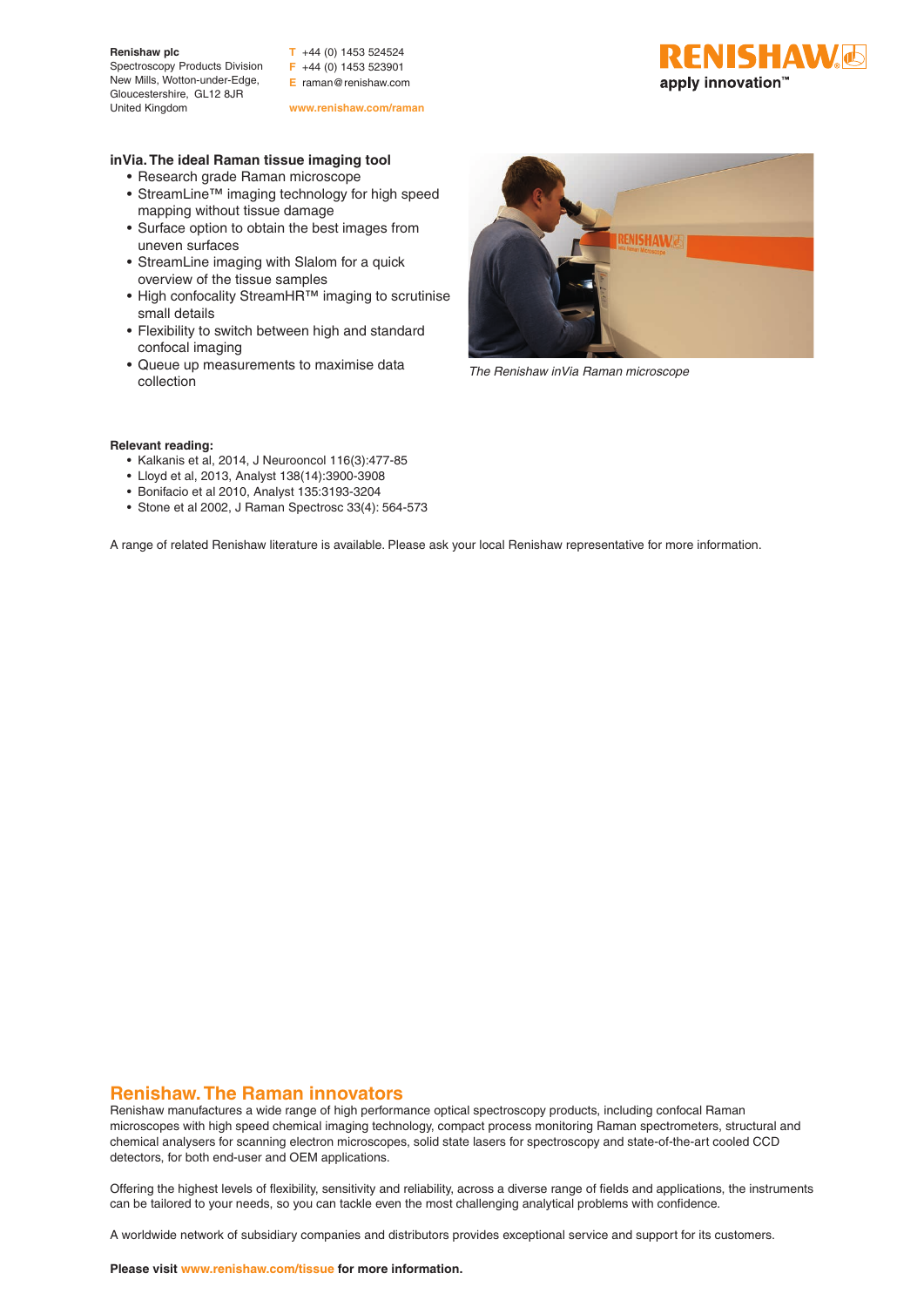**Renishaw plc**
Spectroscopy Products Division
New Mills, Wotton-under-Edge,
Gloucestershire, GL12 8JR
United Kingdom

**T** +44 (0) 1453 524524
**F** +44 (0) 1453 523901
**E** raman@renishaw.com

www.renishaw.com/raman

**RENISHAW**
apply innovation™

### inVia. The ideal Raman tissue imaging tool

- Research grade Raman microscope
- StreamLine™ imaging technology for high speed mapping without tissue damage
- Surface option to obtain the best images from uneven surfaces
- StreamLine imaging with Slalom for a quick overview of the tissue samples
- High confocality StreamHR™ imaging to scrutinise small details
- Flexibility to switch between high and standard confocal imaging
- Queue up measurements to maximise data collection

*The Renishaw inVia Raman microscope*

**Relevant reading:**

- Kalkanis et al, 2014, J Neurooncol 116(3):477-85
- Lloyd et al, 2013, Analyst 138(14):3900-3908
- Bonifacio et al 2010, Analyst 135:3193-3204
- Stone et al 2002, J Raman Spectrosc 33(4): 564-573

A range of related Renishaw literature is available. Please ask your local Renishaw representative for more information.

## Renishaw. The Raman innovators

Renishaw manufactures a wide range of high performance optical spectroscopy products, including confocal Raman microscopes with high speed chemical imaging technology, compact process monitoring Raman spectrometers, structural and chemical analysers for scanning electron microscopes, solid state lasers for spectroscopy and state-of-the-art cooled CCD detectors, for both end-user and OEM applications.

Offering the highest levels of flexibility, sensitivity and reliability, across a diverse range of fields and applications, the instruments can be tailored to your needs, so you can tackle even the most challenging analytical problems with confidence.

A worldwide network of subsidiary companies and distributors provides exceptional service and support for its customers.

**Please visit www.renishaw.com/tissue for more information.**